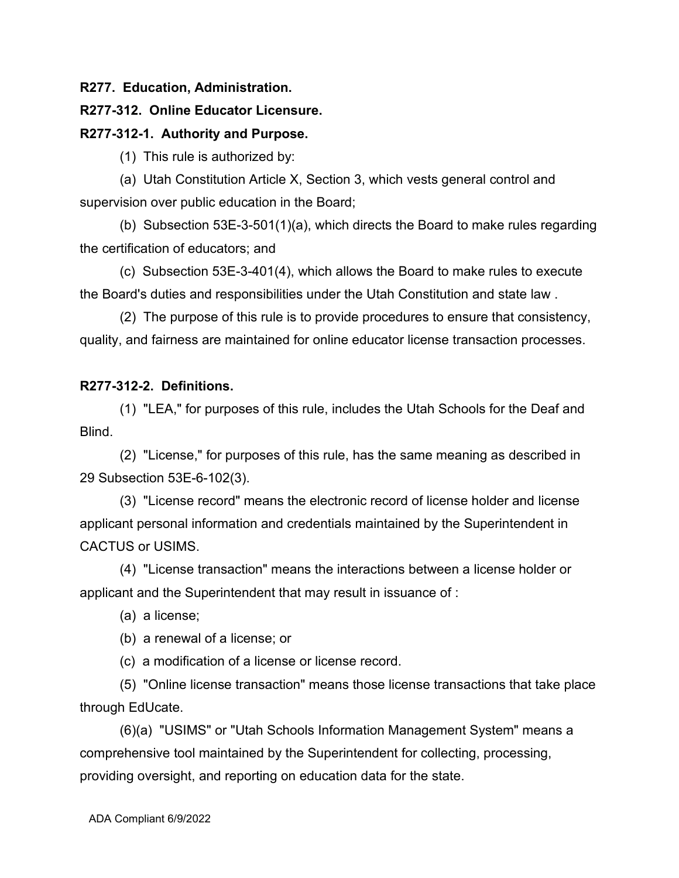**R277. Education, Administration.**

**R277-312. Online Educator Licensure.**

**R277-312-1. Authority and Purpose.**

(1) This rule is authorized by:

(a) Utah Constitution Article X, Section 3, which vests general control and supervision over public education in the Board;

(b) Subsection 53E-3-501(1)(a), which directs the Board to make rules regarding the certification of educators; and

(c) Subsection 53E-3-401(4), which allows the Board to make rules to execute the Board's duties and responsibilities under the Utah Constitution and state law .

(2) The purpose of this rule is to provide procedures to ensure that consistency, quality, and fairness are maintained for online educator license transaction processes.

**R277-312-2. Definitions.**

(1) "LEA," for purposes of this rule, includes the Utah Schools for the Deaf and Blind.

(2) "License," for purposes of this rule, has the same meaning as described in 29 Subsection 53E-6-102(3).

(3) "License record" means the electronic record of license holder and license applicant personal information and credentials maintained by the Superintendent in CACTUS or USIMS.

(4) "License transaction" means the interactions between a license holder or applicant and the Superintendent that may result in issuance of :

(a) a license;

(b) a renewal of a license; or

(c) a modification of a license or license record.

(5) "Online license transaction" means those license transactions that take place through EdUcate.

(6)(a) "USIMS" or "Utah Schools Information Management System" means a comprehensive tool maintained by the Superintendent for collecting, processing, providing oversight, and reporting on education data for the state.

ADA Compliant 6/9/2022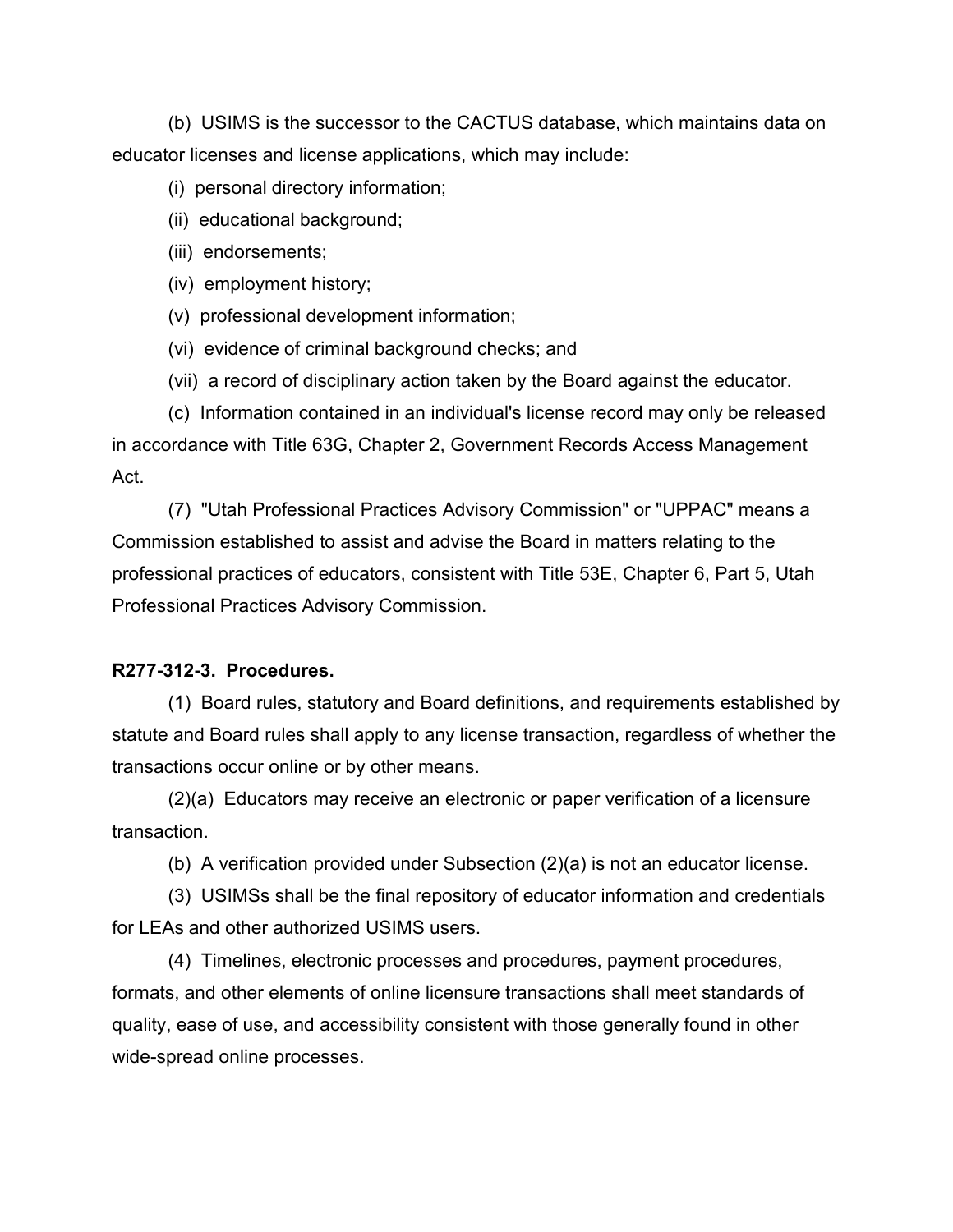(b) USIMS is the successor to the CACTUS database, which maintains data on educator licenses and license applications, which may include:

(i) personal directory information;

(ii) educational background;

(iii) endorsements;

(iv) employment history;

(v) professional development information;

(vi) evidence of criminal background checks; and

(vii) a record of disciplinary action taken by the Board against the educator.

(c) Information contained in an individual's license record may only be released in accordance with Title 63G, Chapter 2, Government Records Access Management Act.

(7) "Utah Professional Practices Advisory Commission" or "UPPAC" means a Commission established to assist and advise the Board in matters relating to the professional practices of educators, consistent with Title 53E, Chapter 6, Part 5, Utah Professional Practices Advisory Commission.

**R277-312-3. Procedures.**

(1) Board rules, statutory and Board definitions, and requirements established by statute and Board rules shall apply to any license transaction, regardless of whether the transactions occur online or by other means.

(2)(a) Educators may receive an electronic or paper verification of a licensure transaction.

(b) A verification provided under Subsection (2)(a) is not an educator license.

(3) USIMSs shall be the final repository of educator information and credentials for LEAs and other authorized USIMS users.

(4) Timelines, electronic processes and procedures, payment procedures, formats, and other elements of online licensure transactions shall meet standards of quality, ease of use, and accessibility consistent with those generally found in other wide-spread online processes.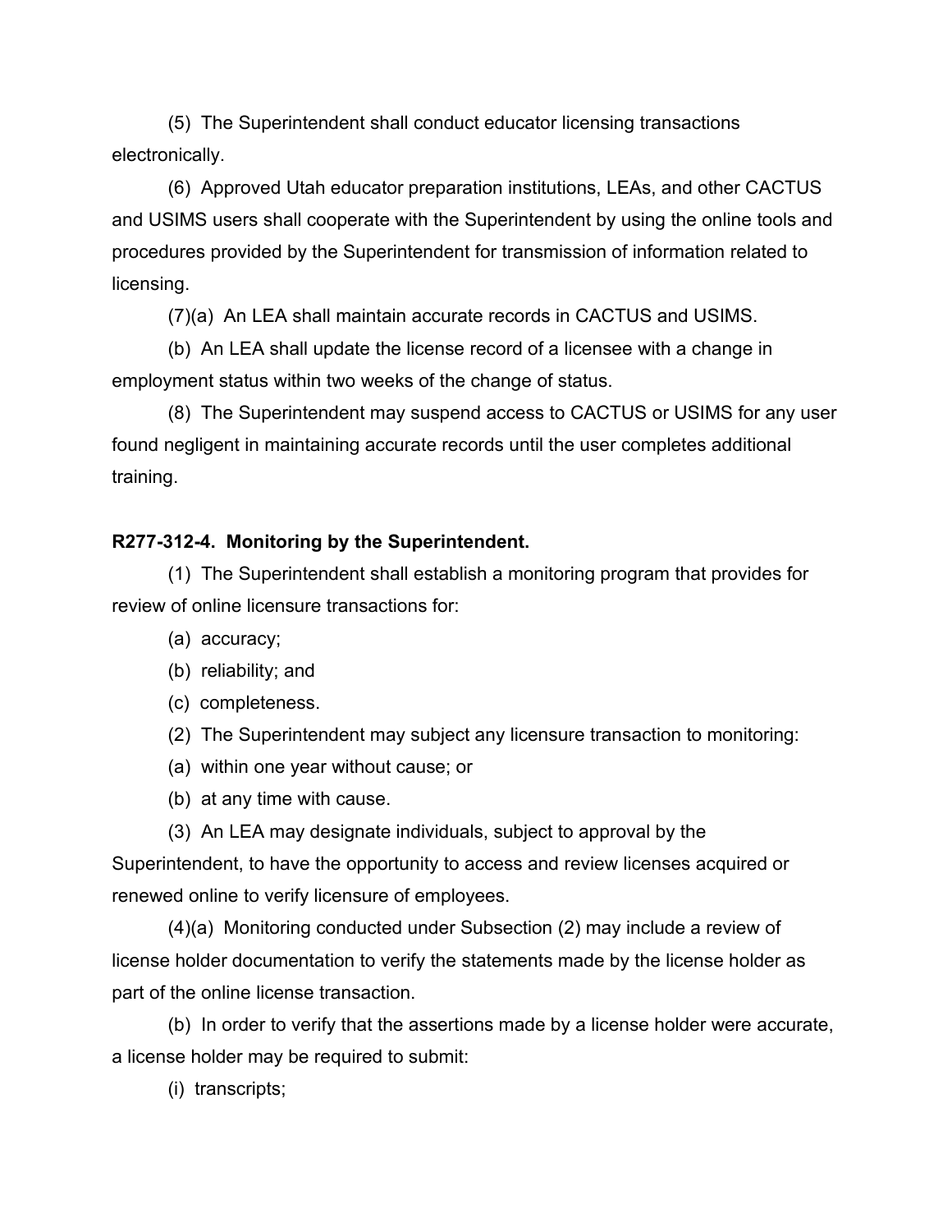(5) The Superintendent shall conduct educator licensing transactions electronically.

(6) Approved Utah educator preparation institutions, LEAs, and other CACTUS and USIMS users shall cooperate with the Superintendent by using the online tools and procedures provided by the Superintendent for transmission of information related to licensing.

(7)(a) An LEA shall maintain accurate records in CACTUS and USIMS.

(b) An LEA shall update the license record of a licensee with a change in employment status within two weeks of the change of status.

(8) The Superintendent may suspend access to CACTUS or USIMS for any user found negligent in maintaining accurate records until the user completes additional training.

**R277-312-4. Monitoring by the Superintendent.**

(1) The Superintendent shall establish a monitoring program that provides for review of online licensure transactions for:

(a) accuracy;

(b) reliability; and

(c) completeness.

(2) The Superintendent may subject any licensure transaction to monitoring:

(a) within one year without cause; or

(b) at any time with cause.

(3) An LEA may designate individuals, subject to approval by the Superintendent, to have the opportunity to access and review licenses acquired or renewed online to verify licensure of employees.

(4)(a) Monitoring conducted under Subsection (2) may include a review of license holder documentation to verify the statements made by the license holder as part of the online license transaction.

(b) In order to verify that the assertions made by a license holder were accurate, a license holder may be required to submit:

(i) transcripts;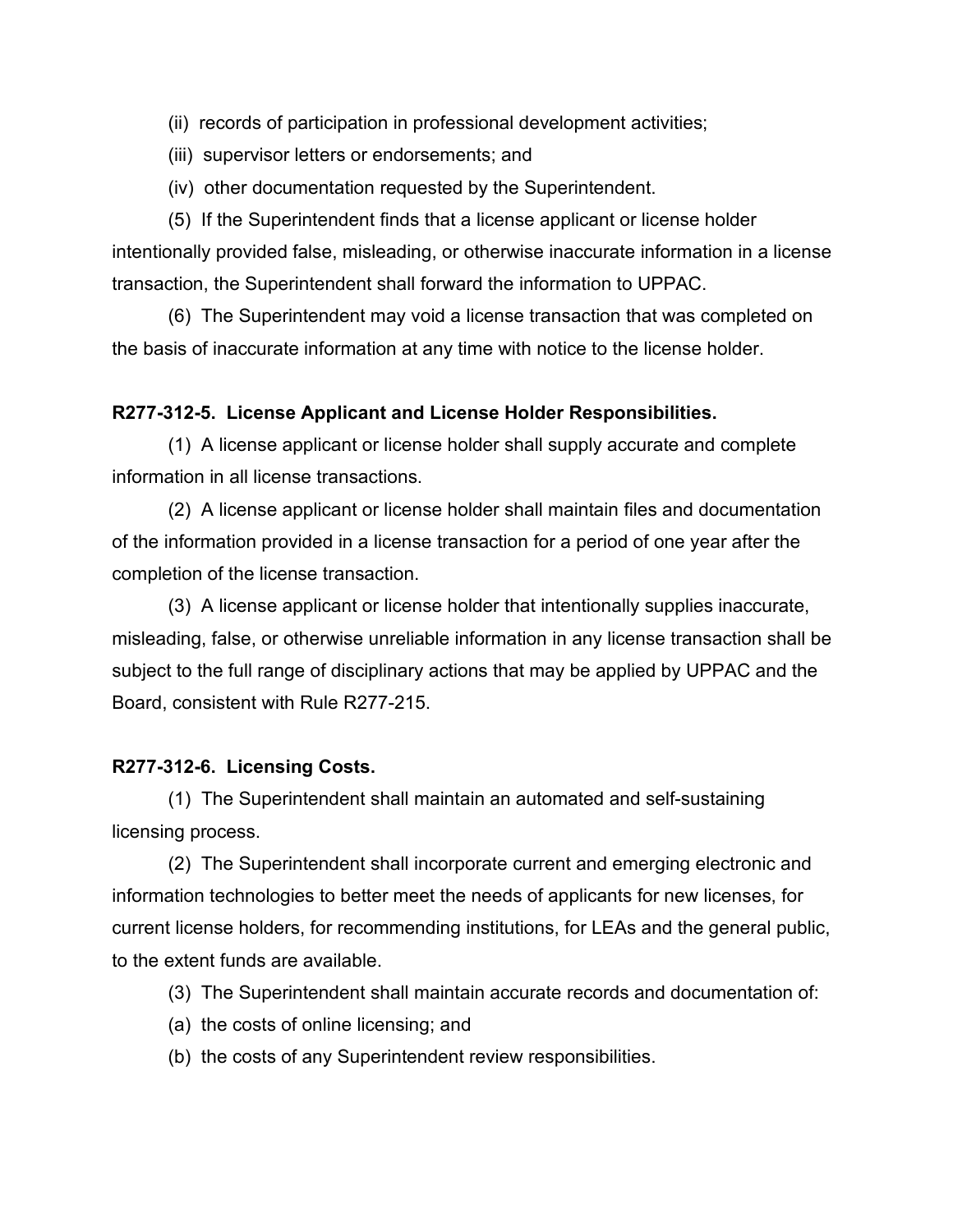(ii) records of participation in professional development activities;

(iii) supervisor letters or endorsements; and

(iv) other documentation requested by the Superintendent.

(5) If the Superintendent finds that a license applicant or license holder intentionally provided false, misleading, or otherwise inaccurate information in a license transaction, the Superintendent shall forward the information to UPPAC.

(6) The Superintendent may void a license transaction that was completed on the basis of inaccurate information at any time with notice to the license holder.

**R277-312-5. License Applicant and License Holder Responsibilities.**

(1) A license applicant or license holder shall supply accurate and complete information in all license transactions.

(2) A license applicant or license holder shall maintain files and documentation of the information provided in a license transaction for a period of one year after the completion of the license transaction.

(3) A license applicant or license holder that intentionally supplies inaccurate, misleading, false, or otherwise unreliable information in any license transaction shall be subject to the full range of disciplinary actions that may be applied by UPPAC and the Board, consistent with Rule R277-215.

**R277-312-6. Licensing Costs.**

(1) The Superintendent shall maintain an automated and self-sustaining licensing process.

(2) The Superintendent shall incorporate current and emerging electronic and information technologies to better meet the needs of applicants for new licenses, for current license holders, for recommending institutions, for LEAs and the general public, to the extent funds are available.

(3) The Superintendent shall maintain accurate records and documentation of:

(a) the costs of online licensing; and

(b) the costs of any Superintendent review responsibilities.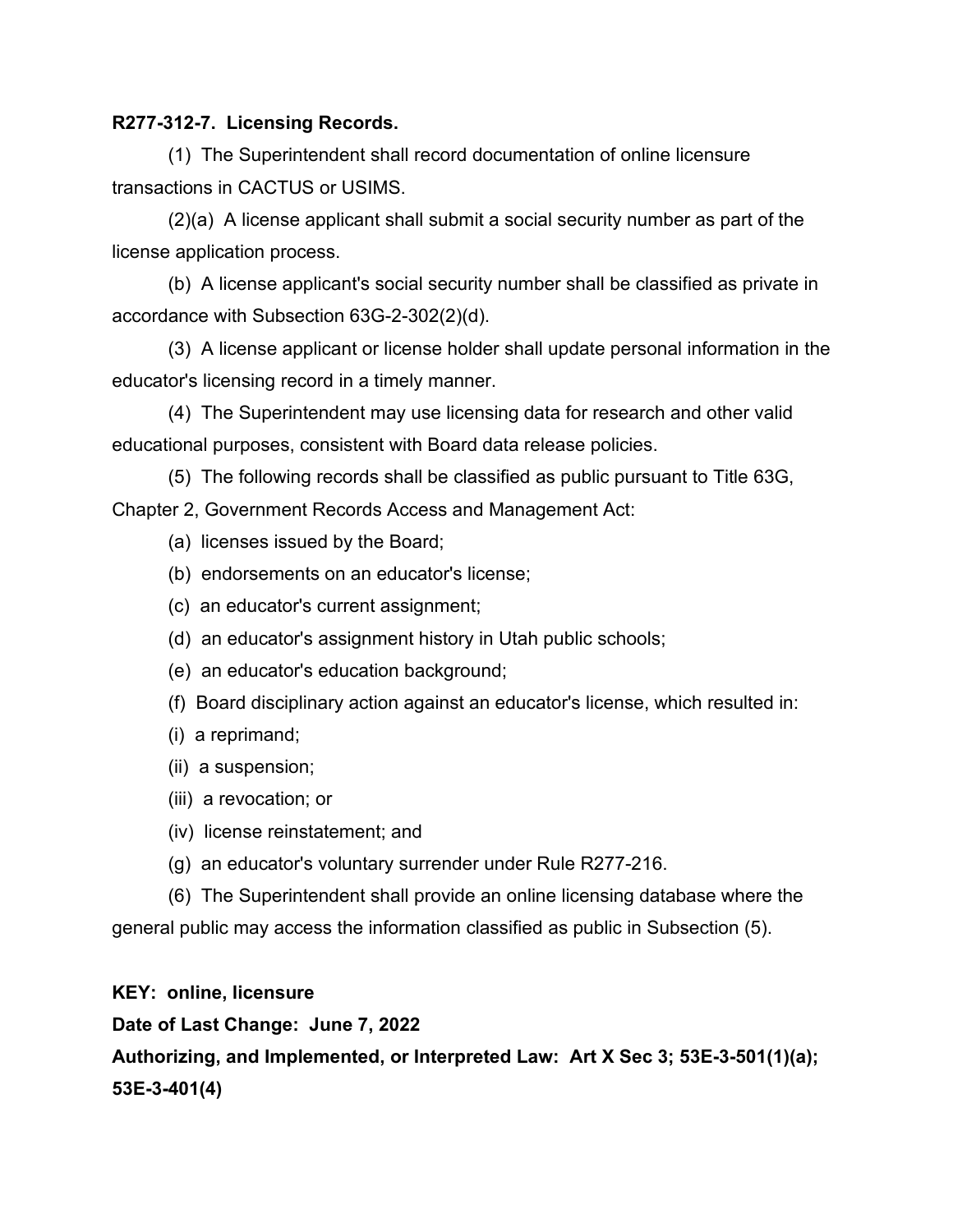**R277-312-7. Licensing Records.**

(1) The Superintendent shall record documentation of online licensure transactions in CACTUS or USIMS.

(2)(a) A license applicant shall submit a social security number as part of the license application process.

(b) A license applicant's social security number shall be classified as private in accordance with Subsection 63G-2-302(2)(d).

(3) A license applicant or license holder shall update personal information in the educator's licensing record in a timely manner.

(4) The Superintendent may use licensing data for research and other valid educational purposes, consistent with Board data release policies.

(5) The following records shall be classified as public pursuant to Title 63G, Chapter 2, Government Records Access and Management Act:

(a) licenses issued by the Board;

(b) endorsements on an educator's license;

(c) an educator's current assignment;

(d) an educator's assignment history in Utah public schools;

(e) an educator's education background;

(f) Board disciplinary action against an educator's license, which resulted in:

(i) a reprimand;

(ii) a suspension;

(iii) a revocation; or

(iv) license reinstatement; and

(g) an educator's voluntary surrender under Rule R277-216.

(6) The Superintendent shall provide an online licensing database where the general public may access the information classified as public in Subsection (5).

**KEY: online, licensure**

**Date of Last Change: June 7, 2022**

**Authorizing, and Implemented, or Interpreted Law: Art X Sec 3; 53E-3-501(1)(a); 53E-3-401(4)**